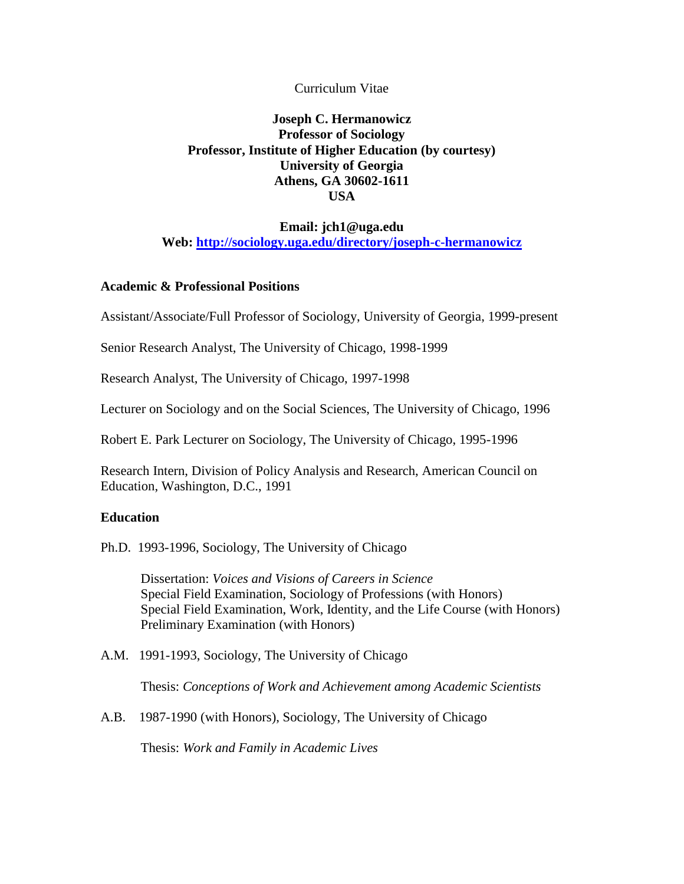Curriculum Vitae

**Joseph C. Hermanowicz**
**Professor of Sociology**
**Professor, Institute of Higher Education (by courtesy)**
**University of Georgia**
**Athens, GA 30602-1611**
**USA**

**Email: jch1@uga.edu**
**Web: [http://sociology.uga.edu/directory/joseph-c-hermanowicz](http://sociology.uga.edu/directory/joseph-c-hermanowicz)**

## Academic & Professional Positions

Assistant/Associate/Full Professor of Sociology, University of Georgia, 1999-present

Senior Research Analyst, The University of Chicago, 1998-1999

Research Analyst, The University of Chicago, 1997-1998

Lecturer on Sociology and on the Social Sciences, The University of Chicago, 1996

Robert E. Park Lecturer on Sociology, The University of Chicago, 1995-1996

Research Intern, Division of Policy Analysis and Research, American Council on Education, Washington, D.C., 1991

## Education

Ph.D. 1993-1996, Sociology, The University of Chicago

> Dissertation: *Voices and Visions of Careers in Science*
> Special Field Examination, Sociology of Professions (with Honors)
> Special Field Examination, Work, Identity, and the Life Course (with Honors)
> Preliminary Examination (with Honors)

A.M. 1991-1993, Sociology, The University of Chicago

> Thesis: *Conceptions of Work and Achievement among Academic Scientists*

A.B. 1987-1990 (with Honors), Sociology, The University of Chicago

> Thesis: *Work and Family in Academic Lives*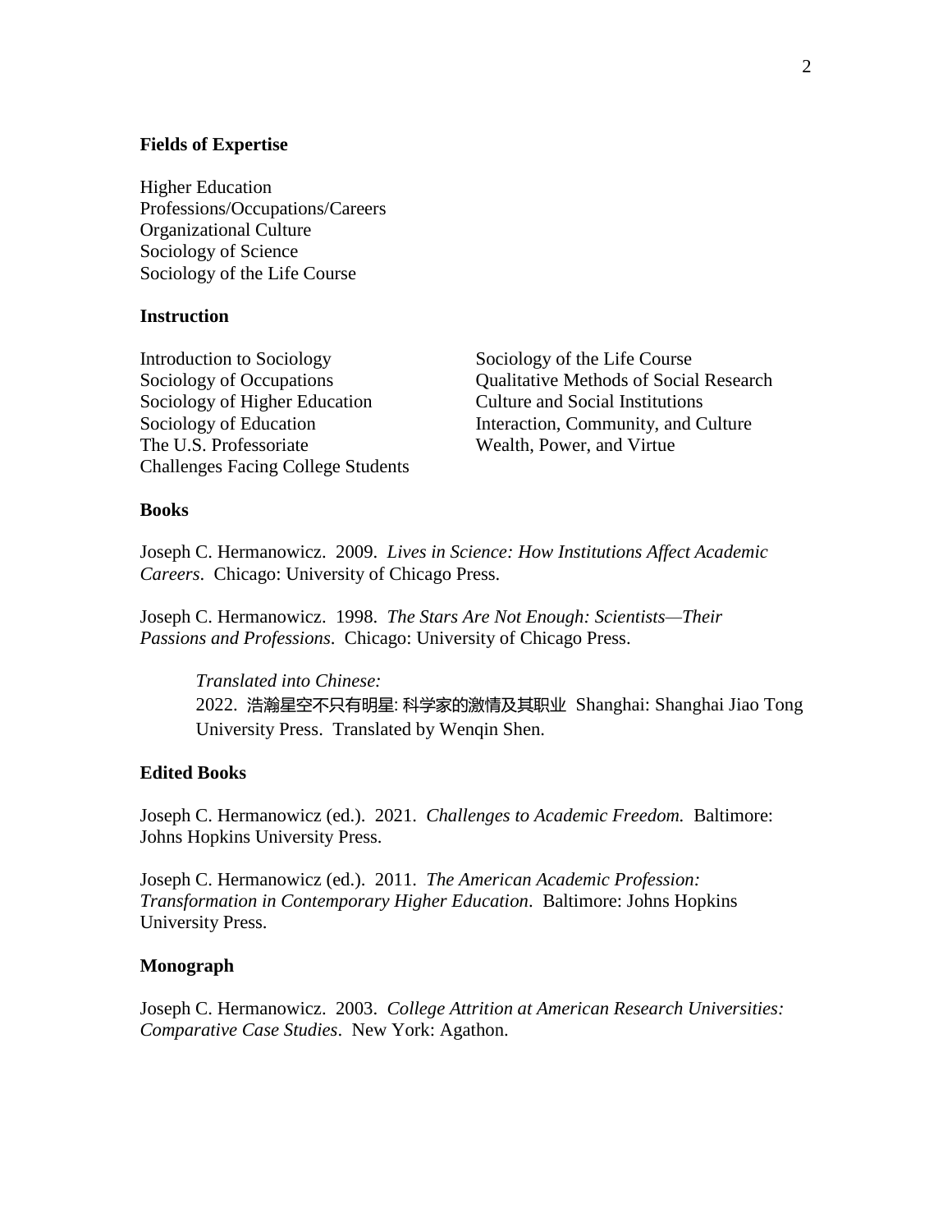## Fields of Expertise

Higher Education
Professions/Occupations/Careers
Organizational Culture
Sociology of Science
Sociology of the Life Course

## Instruction

Introduction to Sociology
Sociology of Occupations
Sociology of Higher Education
Sociology of Education
The U.S. Professoriate
Challenges Facing College Students
Sociology of the Life Course
Qualitative Methods of Social Research
Culture and Social Institutions
Interaction, Community, and Culture
Wealth, Power, and Virtue

## Books

Joseph C. Hermanowicz. 2009. *Lives in Science: How Institutions Affect Academic Careers*. Chicago: University of Chicago Press.

Joseph C. Hermanowicz. 1998. *The Stars Are Not Enough: Scientists—Their Passions and Professions*. Chicago: University of Chicago Press.

> *Translated into Chinese:*
> 2022. 浩瀚星空不只有明星: 科学家的激情及其职业 Shanghai: Shanghai Jiao Tong University Press. Translated by Wenqin Shen.

## Edited Books

Joseph C. Hermanowicz (ed.). 2021. *Challenges to Academic Freedom.* Baltimore: Johns Hopkins University Press.

Joseph C. Hermanowicz (ed.). 2011. *The American Academic Profession: Transformation in Contemporary Higher Education*. Baltimore: Johns Hopkins University Press.

## Monograph

Joseph C. Hermanowicz. 2003. *College Attrition at American Research Universities: Comparative Case Studies*. New York: Agathon.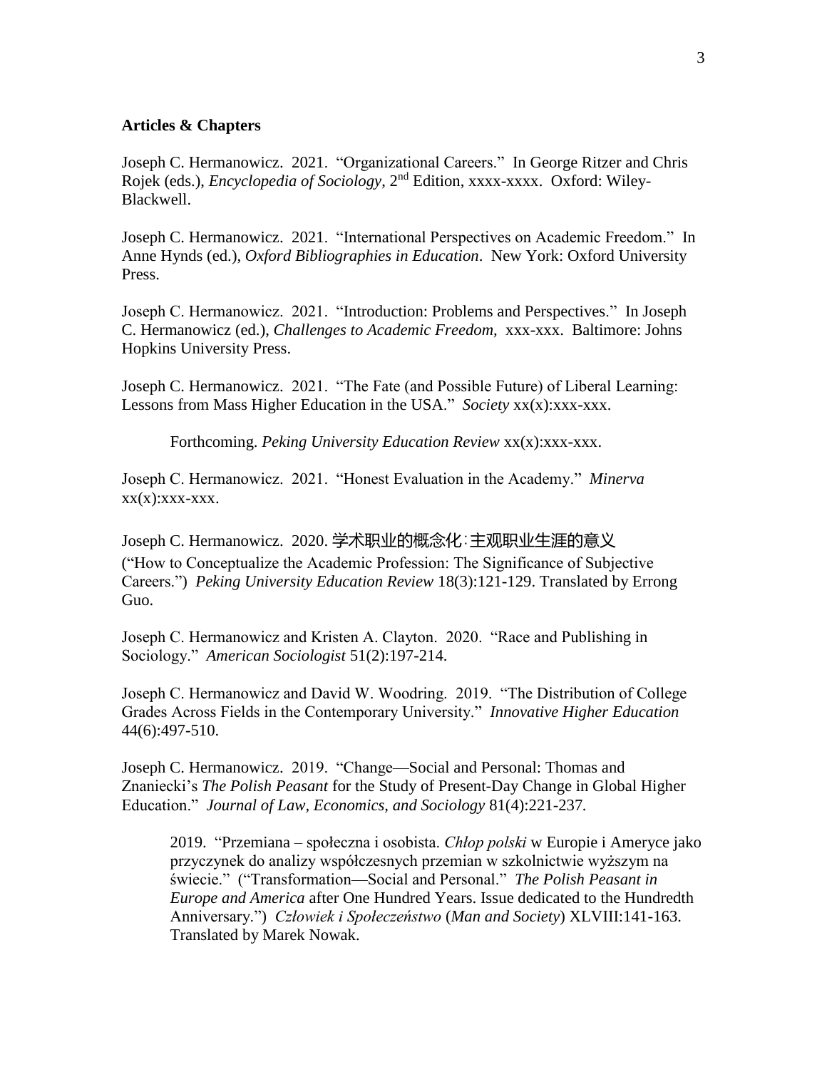**Articles & Chapters**

Joseph C. Hermanowicz. 2021. "Organizational Careers." In George Ritzer and Chris Rojek (eds.), *Encyclopedia of Sociology*, 2nd Edition, xxxx-xxxx. Oxford: Wiley-Blackwell.

Joseph C. Hermanowicz. 2021. "International Perspectives on Academic Freedom." In Anne Hynds (ed.), *Oxford Bibliographies in Education*. New York: Oxford University Press.

Joseph C. Hermanowicz. 2021. "Introduction: Problems and Perspectives." In Joseph C. Hermanowicz (ed.), *Challenges to Academic Freedom*, xxx-xxx. Baltimore: Johns Hopkins University Press.

Joseph C. Hermanowicz. 2021. "The Fate (and Possible Future) of Liberal Learning: Lessons from Mass Higher Education in the USA." *Society* xx(x):xxx-xxx.

> Forthcoming. *Peking University Education Review* xx(x):xxx-xxx.

Joseph C. Hermanowicz. 2021. "Honest Evaluation in the Academy." *Minerva* xx(x):xxx-xxx.

Joseph C. Hermanowicz. 2020. 学术职业的概念化：主观职业生涯的意义 ("How to Conceptualize the Academic Profession: The Significance of Subjective Careers.") *Peking University Education Review* 18(3):121-129. Translated by Errong Guo.

Joseph C. Hermanowicz and Kristen A. Clayton. 2020. "Race and Publishing in Sociology." *American Sociologist* 51(2):197-214.

Joseph C. Hermanowicz and David W. Woodring. 2019. "The Distribution of College Grades Across Fields in the Contemporary University." *Innovative Higher Education* 44(6):497-510.

Joseph C. Hermanowicz. 2019. "Change—Social and Personal: Thomas and Znaniecki's *The Polish Peasant* for the Study of Present-Day Change in Global Higher Education." *Journal of Law, Economics, and Sociology* 81(4):221-237.

> 2019. "Przemiana – społeczna i osobista. *Chłop polski* w Europie i Ameryce jako przyczynek do analizy współczesnych przemian w szkolnictwie wyższym na świecie." ("Transformation—Social and Personal." *The Polish Peasant in Europe and America* after One Hundred Years. Issue dedicated to the Hundredth Anniversary.") *Człowiek i Społeczeństwo* (*Man and Society*) XLVIII:141-163. Translated by Marek Nowak.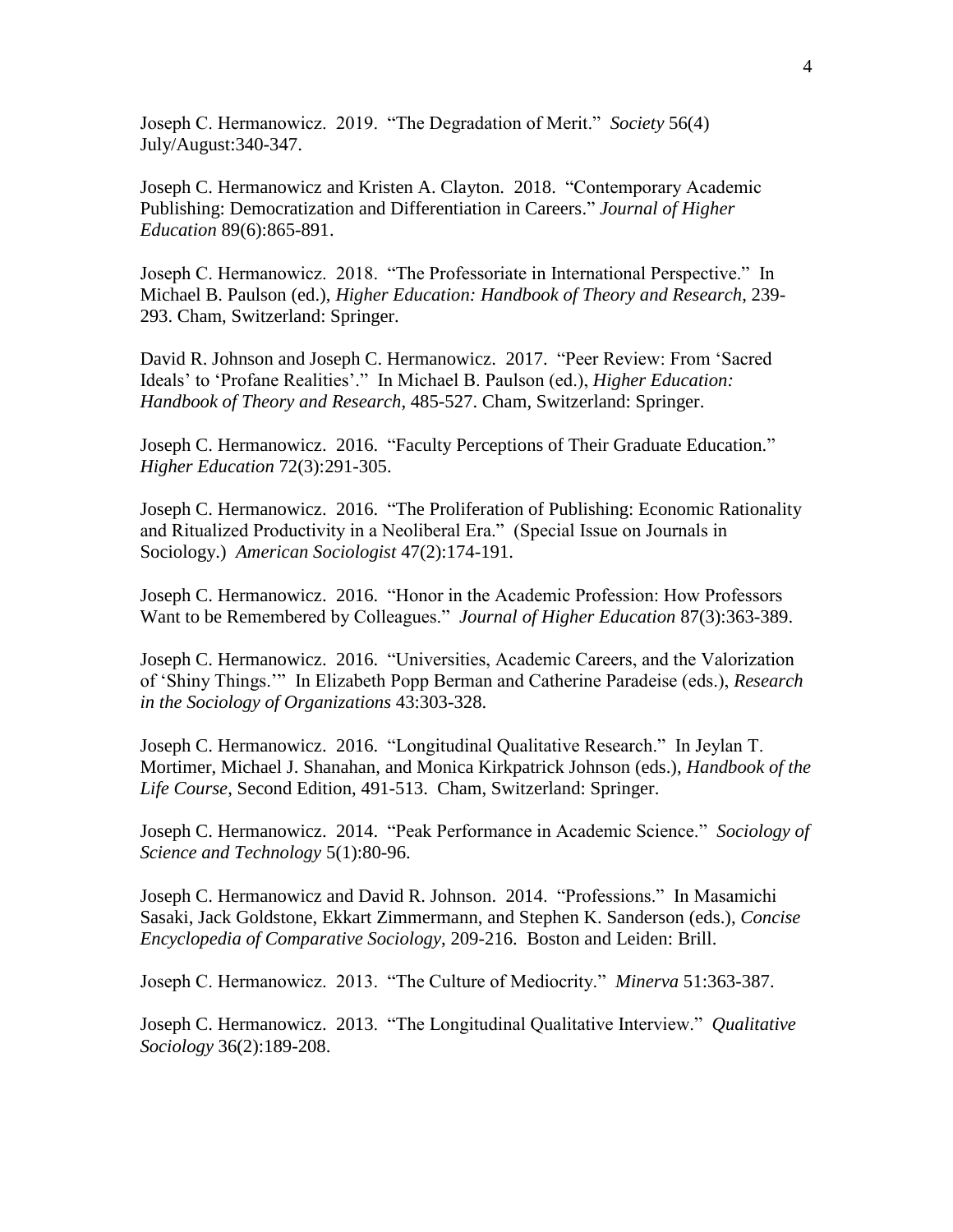Joseph C. Hermanowicz. 2019. "The Degradation of Merit." *Society* 56(4) July/August:340-347.

Joseph C. Hermanowicz and Kristen A. Clayton. 2018. "Contemporary Academic Publishing: Democratization and Differentiation in Careers." *Journal of Higher Education* 89(6):865-891.

Joseph C. Hermanowicz. 2018. "The Professoriate in International Perspective." In Michael B. Paulson (ed.), *Higher Education: Handbook of Theory and Research*, 239-293. Cham, Switzerland: Springer.

David R. Johnson and Joseph C. Hermanowicz. 2017. "Peer Review: From 'Sacred Ideals' to 'Profane Realities'." In Michael B. Paulson (ed.), *Higher Education: Handbook of Theory and Research*, 485-527. Cham, Switzerland: Springer.

Joseph C. Hermanowicz. 2016. "Faculty Perceptions of Their Graduate Education." *Higher Education* 72(3):291-305.

Joseph C. Hermanowicz. 2016. "The Proliferation of Publishing: Economic Rationality and Ritualized Productivity in a Neoliberal Era." (Special Issue on Journals in Sociology.) *American Sociologist* 47(2):174-191.

Joseph C. Hermanowicz. 2016. "Honor in the Academic Profession: How Professors Want to be Remembered by Colleagues." *Journal of Higher Education* 87(3):363-389.

Joseph C. Hermanowicz. 2016. "Universities, Academic Careers, and the Valorization of 'Shiny Things.'" In Elizabeth Popp Berman and Catherine Paradeise (eds.), *Research in the Sociology of Organizations* 43:303-328.

Joseph C. Hermanowicz. 2016. "Longitudinal Qualitative Research." In Jeylan T. Mortimer, Michael J. Shanahan, and Monica Kirkpatrick Johnson (eds.), *Handbook of the Life Course*, Second Edition, 491-513. Cham, Switzerland: Springer.

Joseph C. Hermanowicz. 2014. "Peak Performance in Academic Science." *Sociology of Science and Technology* 5(1):80-96.

Joseph C. Hermanowicz and David R. Johnson. 2014. "Professions." In Masamichi Sasaki, Jack Goldstone, Ekkart Zimmermann, and Stephen K. Sanderson (eds.), *Concise Encyclopedia of Comparative Sociology*, 209-216. Boston and Leiden: Brill.

Joseph C. Hermanowicz. 2013. "The Culture of Mediocrity." *Minerva* 51:363-387.

Joseph C. Hermanowicz. 2013. "The Longitudinal Qualitative Interview." *Qualitative Sociology* 36(2):189-208.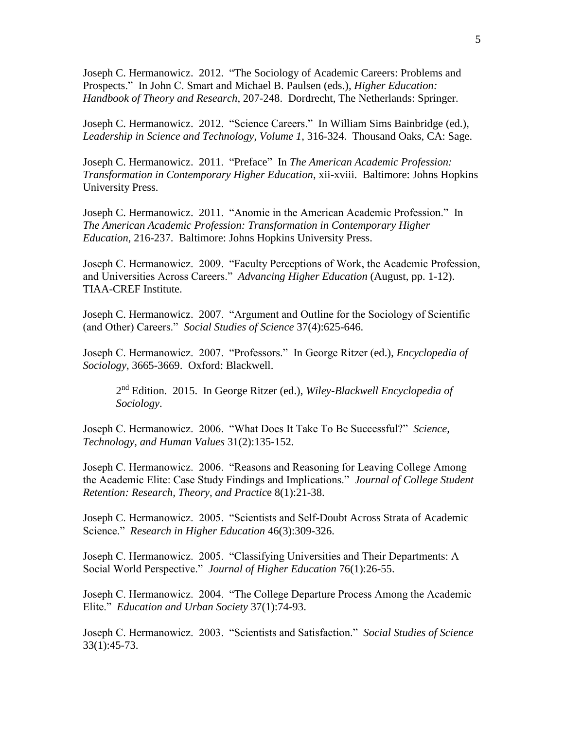Joseph C. Hermanowicz. 2012. "The Sociology of Academic Careers: Problems and Prospects." In John C. Smart and Michael B. Paulsen (eds.), *Higher Education: Handbook of Theory and Research*, 207-248. Dordrecht, The Netherlands: Springer.

Joseph C. Hermanowicz. 2012. "Science Careers." In William Sims Bainbridge (ed.), *Leadership in Science and Technology*, *Volume 1*, 316-324. Thousand Oaks, CA: Sage.

Joseph C. Hermanowicz. 2011. "Preface" In *The American Academic Profession: Transformation in Contemporary Higher Education*, xii-xviii. Baltimore: Johns Hopkins University Press.

Joseph C. Hermanowicz. 2011. "Anomie in the American Academic Profession." In *The American Academic Profession: Transformation in Contemporary Higher Education*, 216-237. Baltimore: Johns Hopkins University Press.

Joseph C. Hermanowicz. 2009. "Faculty Perceptions of Work, the Academic Profession, and Universities Across Careers." *Advancing Higher Education* (August, pp. 1-12). TIAA-CREF Institute.

Joseph C. Hermanowicz. 2007. "Argument and Outline for the Sociology of Scientific (and Other) Careers." *Social Studies of Science* 37(4):625-646.

Joseph C. Hermanowicz. 2007. "Professors." In George Ritzer (ed.), *Encyclopedia of Sociology*, 3665-3669. Oxford: Blackwell.

> 2nd Edition. 2015. In George Ritzer (ed.), *Wiley-Blackwell Encyclopedia of Sociology*.

Joseph C. Hermanowicz. 2006. "What Does It Take To Be Successful?" *Science, Technology, and Human Values* 31(2):135-152.

Joseph C. Hermanowicz. 2006. "Reasons and Reasoning for Leaving College Among the Academic Elite: Case Study Findings and Implications." *Journal of College Student Retention: Research, Theory, and Practice* 8(1):21-38.

Joseph C. Hermanowicz. 2005. "Scientists and Self-Doubt Across Strata of Academic Science." *Research in Higher Education* 46(3):309-326.

Joseph C. Hermanowicz. 2005. "Classifying Universities and Their Departments: A Social World Perspective." *Journal of Higher Education* 76(1):26-55.

Joseph C. Hermanowicz. 2004. "The College Departure Process Among the Academic Elite." *Education and Urban Society* 37(1):74-93.

Joseph C. Hermanowicz. 2003. "Scientists and Satisfaction." *Social Studies of Science* 33(1):45-73.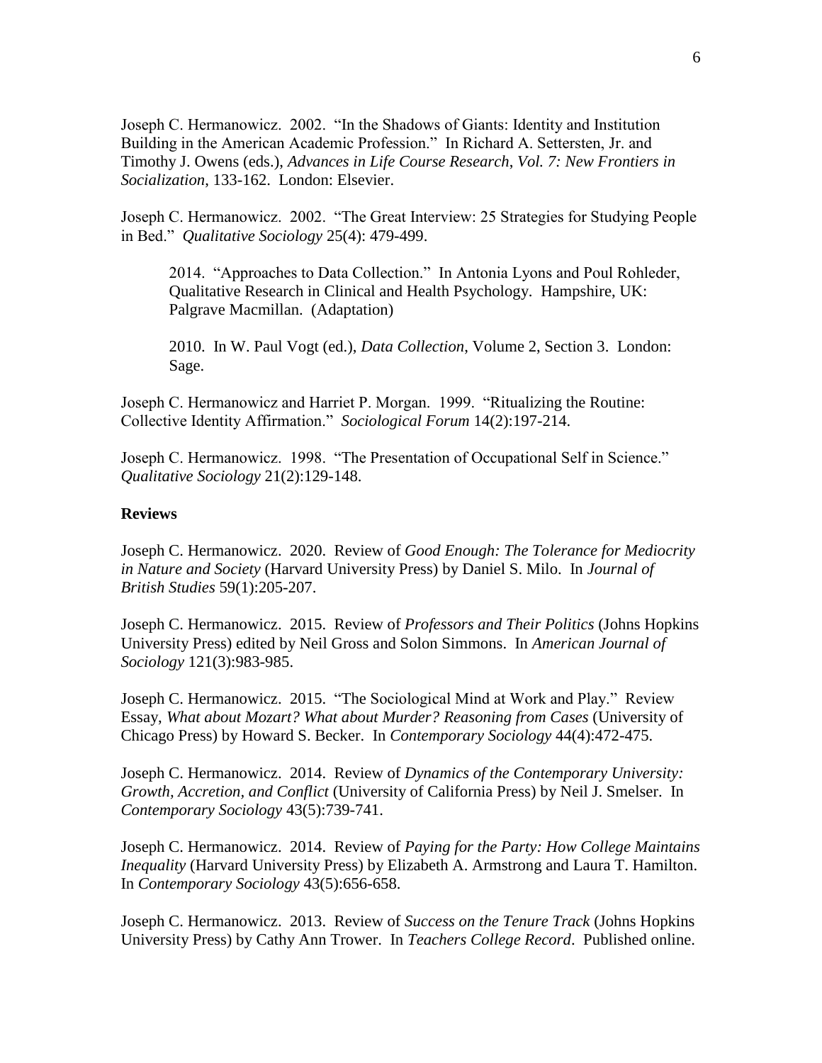Joseph C. Hermanowicz. 2002. "In the Shadows of Giants: Identity and Institution Building in the American Academic Profession." In Richard A. Settersten, Jr. and Timothy J. Owens (eds.), *Advances in Life Course Research, Vol. 7: New Frontiers in Socialization,* 133-162. London: Elsevier.

Joseph C. Hermanowicz. 2002. "The Great Interview: 25 Strategies for Studying People in Bed." *Qualitative Sociology* 25(4): 479-499.

> 2014. "Approaches to Data Collection." In Antonia Lyons and Poul Rohleder, Qualitative Research in Clinical and Health Psychology. Hampshire, UK: Palgrave Macmillan. (Adaptation)
>
> 2010. In W. Paul Vogt (ed.), *Data Collection*, Volume 2, Section 3. London: Sage.

Joseph C. Hermanowicz and Harriet P. Morgan. 1999. "Ritualizing the Routine: Collective Identity Affirmation." *Sociological Forum* 14(2):197-214.

Joseph C. Hermanowicz. 1998. "The Presentation of Occupational Self in Science." *Qualitative Sociology* 21(2):129-148.

**Reviews**

Joseph C. Hermanowicz. 2020. Review of *Good Enough: The Tolerance for Mediocrity in Nature and Society* (Harvard University Press) by Daniel S. Milo. In *Journal of British Studies* 59(1):205-207.

Joseph C. Hermanowicz. 2015. Review of *Professors and Their Politics* (Johns Hopkins University Press) edited by Neil Gross and Solon Simmons. In *American Journal of Sociology* 121(3):983-985.

Joseph C. Hermanowicz. 2015. "The Sociological Mind at Work and Play." Review Essay, *What about Mozart? What about Murder? Reasoning from Cases* (University of Chicago Press) by Howard S. Becker. In *Contemporary Sociology* 44(4):472-475.

Joseph C. Hermanowicz. 2014. Review of *Dynamics of the Contemporary University: Growth, Accretion, and Conflict* (University of California Press) by Neil J. Smelser. In *Contemporary Sociology* 43(5):739-741.

Joseph C. Hermanowicz. 2014. Review of *Paying for the Party: How College Maintains Inequality* (Harvard University Press) by Elizabeth A. Armstrong and Laura T. Hamilton. In *Contemporary Sociology* 43(5):656-658.

Joseph C. Hermanowicz. 2013. Review of *Success on the Tenure Track* (Johns Hopkins University Press) by Cathy Ann Trower. In *Teachers College Record*. Published online.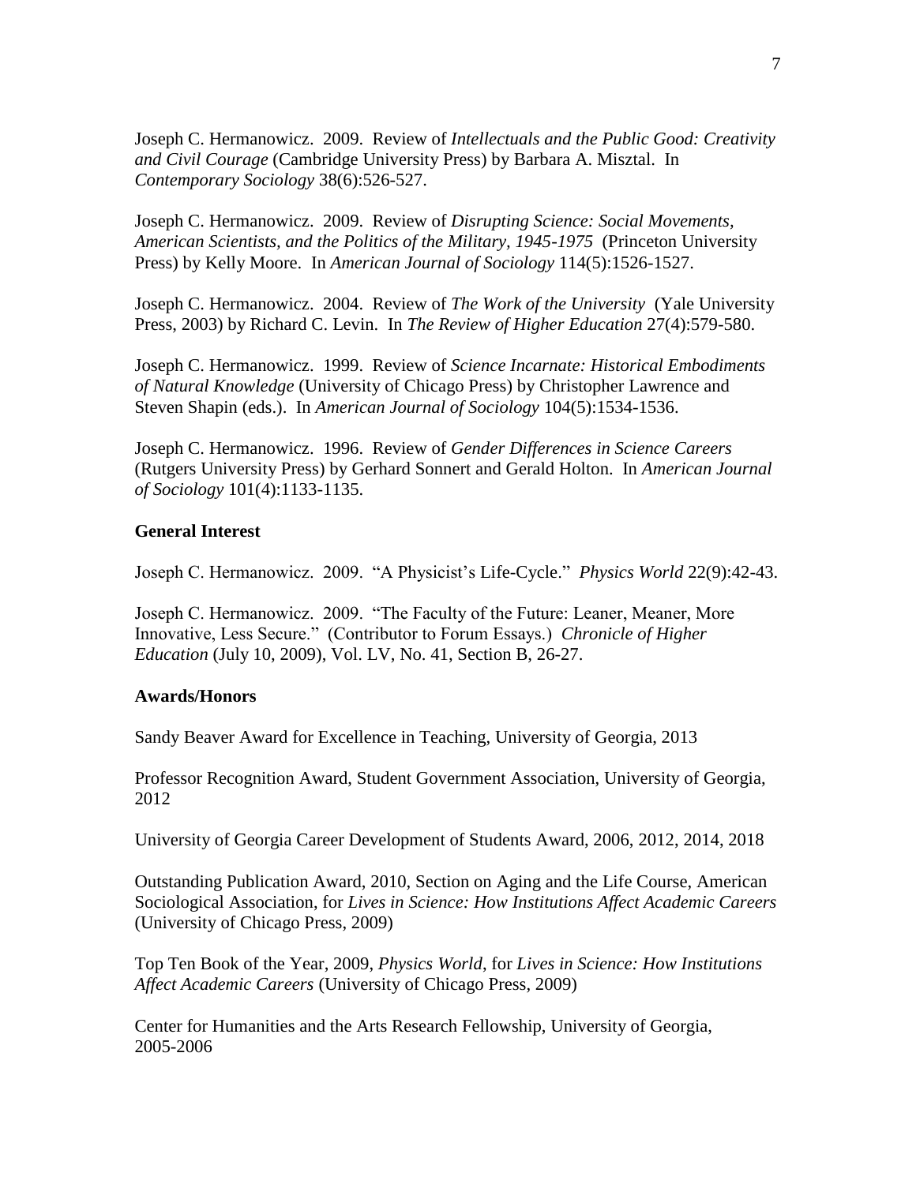Joseph C. Hermanowicz. 2009. Review of *Intellectuals and the Public Good: Creativity and Civil Courage* (Cambridge University Press) by Barbara A. Misztal. In *Contemporary Sociology* 38(6):526-527.

Joseph C. Hermanowicz. 2009. Review of *Disrupting Science: Social Movements, American Scientists, and the Politics of the Military, 1945-1975* (Princeton University Press) by Kelly Moore. In *American Journal of Sociology* 114(5):1526-1527.

Joseph C. Hermanowicz. 2004. Review of *The Work of the University* (Yale University Press, 2003) by Richard C. Levin. In *The Review of Higher Education* 27(4):579-580.

Joseph C. Hermanowicz. 1999. Review of *Science Incarnate: Historical Embodiments of Natural Knowledge* (University of Chicago Press) by Christopher Lawrence and Steven Shapin (eds.). In *American Journal of Sociology* 104(5):1534-1536.

Joseph C. Hermanowicz. 1996. Review of *Gender Differences in Science Careers* (Rutgers University Press) by Gerhard Sonnert and Gerald Holton. In *American Journal of Sociology* 101(4):1133-1135.

**General Interest**

Joseph C. Hermanowicz. 2009. "A Physicist's Life-Cycle." *Physics World* 22(9):42-43.

Joseph C. Hermanowicz. 2009. "The Faculty of the Future: Leaner, Meaner, More Innovative, Less Secure." (Contributor to Forum Essays.) *Chronicle of Higher Education* (July 10, 2009), Vol. LV, No. 41, Section B, 26-27.

**Awards/Honors**

Sandy Beaver Award for Excellence in Teaching, University of Georgia, 2013

Professor Recognition Award, Student Government Association, University of Georgia, 2012

University of Georgia Career Development of Students Award, 2006, 2012, 2014, 2018

Outstanding Publication Award, 2010, Section on Aging and the Life Course, American Sociological Association, for *Lives in Science: How Institutions Affect Academic Careers* (University of Chicago Press, 2009)

Top Ten Book of the Year, 2009, *Physics World*, for *Lives in Science: How Institutions Affect Academic Careers* (University of Chicago Press, 2009)

Center for Humanities and the Arts Research Fellowship, University of Georgia, 2005-2006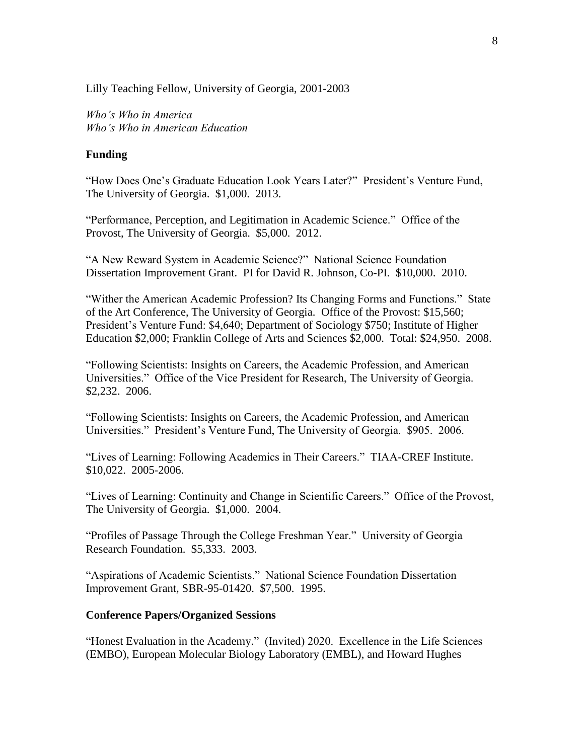Lilly Teaching Fellow, University of Georgia, 2001-2003

*Who's Who in America*
*Who's Who in American Education*

### Funding

"How Does One's Graduate Education Look Years Later?" President's Venture Fund, The University of Georgia. $1,000. 2013.

"Performance, Perception, and Legitimation in Academic Science." Office of the Provost, The University of Georgia. $5,000. 2012.

"A New Reward System in Academic Science?" National Science Foundation Dissertation Improvement Grant. PI for David R. Johnson, Co-PI. $10,000. 2010.

"Wither the American Academic Profession? Its Changing Forms and Functions." State of the Art Conference, The University of Georgia. Office of the Provost: $15,560; President's Venture Fund: $4,640; Department of Sociology $750; Institute of Higher Education $2,000; Franklin College of Arts and Sciences $2,000. Total: $24,950. 2008.

"Following Scientists: Insights on Careers, the Academic Profession, and American Universities." Office of the Vice President for Research, The University of Georgia. $2,232. 2006.

"Following Scientists: Insights on Careers, the Academic Profession, and American Universities." President's Venture Fund, The University of Georgia. $905. 2006.

"Lives of Learning: Following Academics in Their Careers." TIAA-CREF Institute. $10,022. 2005-2006.

"Lives of Learning: Continuity and Change in Scientific Careers." Office of the Provost, The University of Georgia. $1,000. 2004.

"Profiles of Passage Through the College Freshman Year." University of Georgia Research Foundation. $5,333. 2003.

"Aspirations of Academic Scientists." National Science Foundation Dissertation Improvement Grant, SBR-95-01420. $7,500. 1995.

### Conference Papers/Organized Sessions

"Honest Evaluation in the Academy." (Invited) 2020. Excellence in the Life Sciences (EMBO), European Molecular Biology Laboratory (EMBL), and Howard Hughes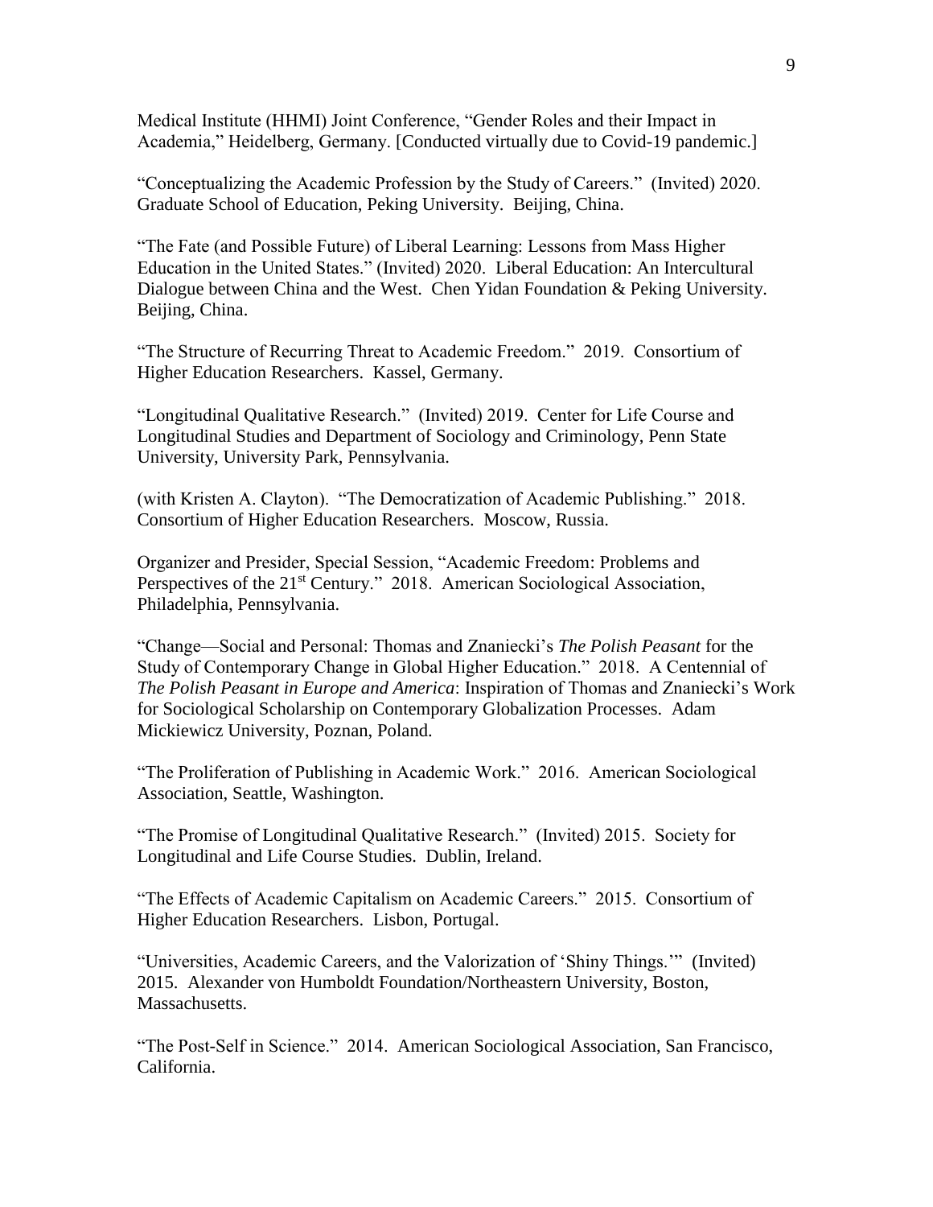Medical Institute (HHMI) Joint Conference, "Gender Roles and their Impact in Academia," Heidelberg, Germany. [Conducted virtually due to Covid-19 pandemic.]

"Conceptualizing the Academic Profession by the Study of Careers." (Invited) 2020. Graduate School of Education, Peking University. Beijing, China.

"The Fate (and Possible Future) of Liberal Learning: Lessons from Mass Higher Education in the United States." (Invited) 2020. Liberal Education: An Intercultural Dialogue between China and the West. Chen Yidan Foundation & Peking University. Beijing, China.

"The Structure of Recurring Threat to Academic Freedom." 2019. Consortium of Higher Education Researchers. Kassel, Germany.

"Longitudinal Qualitative Research." (Invited) 2019. Center for Life Course and Longitudinal Studies and Department of Sociology and Criminology, Penn State University, University Park, Pennsylvania.

(with Kristen A. Clayton). "The Democratization of Academic Publishing." 2018. Consortium of Higher Education Researchers. Moscow, Russia.

Organizer and Presider, Special Session, "Academic Freedom: Problems and Perspectives of the 21st Century." 2018. American Sociological Association, Philadelphia, Pennsylvania.

"Change—Social and Personal: Thomas and Znaniecki's *The Polish Peasant* for the Study of Contemporary Change in Global Higher Education." 2018. A Centennial of *The Polish Peasant in Europe and America*: Inspiration of Thomas and Znaniecki's Work for Sociological Scholarship on Contemporary Globalization Processes. Adam Mickiewicz University, Poznan, Poland.

"The Proliferation of Publishing in Academic Work." 2016. American Sociological Association, Seattle, Washington.

"The Promise of Longitudinal Qualitative Research." (Invited) 2015. Society for Longitudinal and Life Course Studies. Dublin, Ireland.

"The Effects of Academic Capitalism on Academic Careers." 2015. Consortium of Higher Education Researchers. Lisbon, Portugal.

"Universities, Academic Careers, and the Valorization of 'Shiny Things.'" (Invited) 2015. Alexander von Humboldt Foundation/Northeastern University, Boston, Massachusetts.

"The Post-Self in Science." 2014. American Sociological Association, San Francisco, California.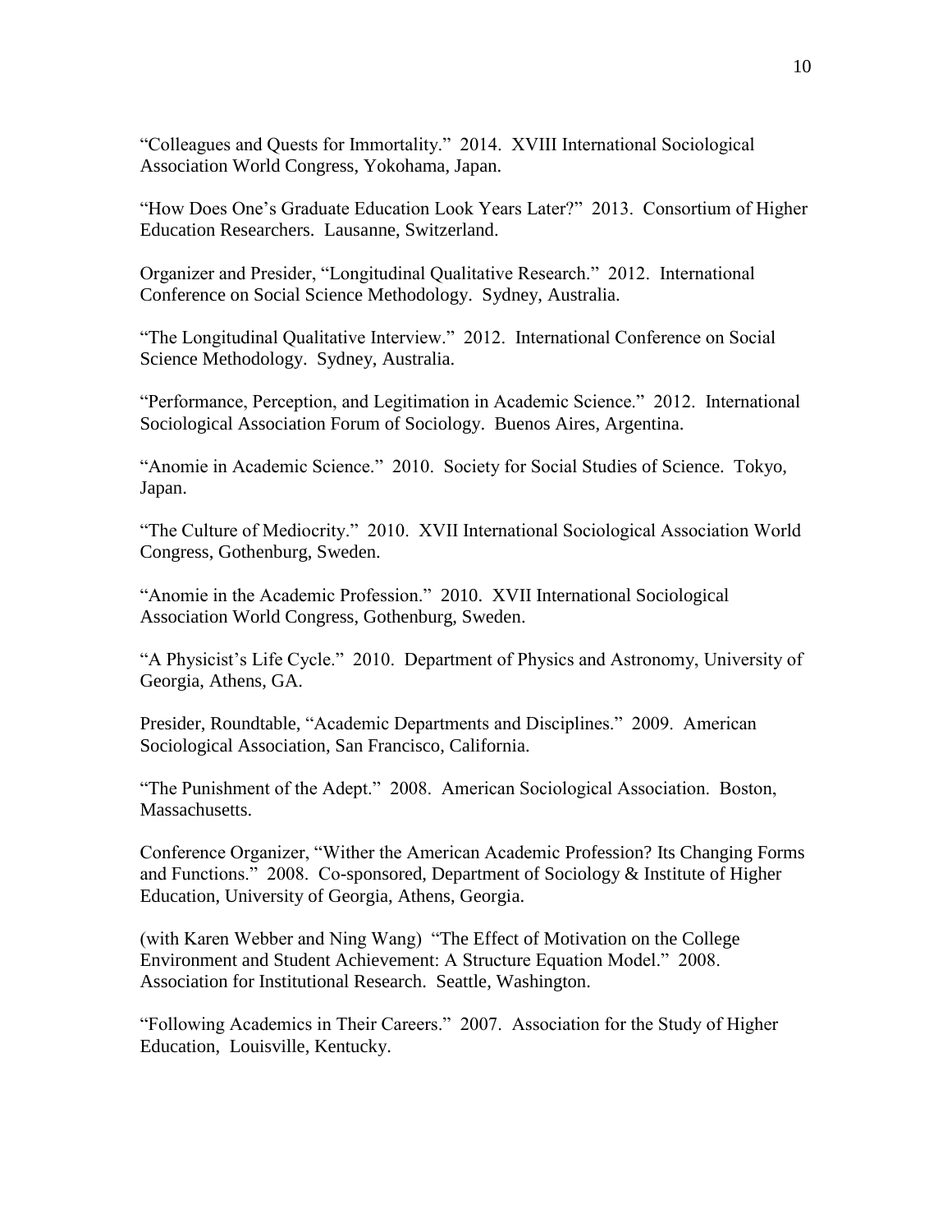"Colleagues and Quests for Immortality." 2014. XVIII International Sociological Association World Congress, Yokohama, Japan.

"How Does One's Graduate Education Look Years Later?" 2013. Consortium of Higher Education Researchers. Lausanne, Switzerland.

Organizer and Presider, "Longitudinal Qualitative Research." 2012. International Conference on Social Science Methodology. Sydney, Australia.

"The Longitudinal Qualitative Interview." 2012. International Conference on Social Science Methodology. Sydney, Australia.

"Performance, Perception, and Legitimation in Academic Science." 2012. International Sociological Association Forum of Sociology. Buenos Aires, Argentina.

"Anomie in Academic Science." 2010. Society for Social Studies of Science. Tokyo, Japan.

"The Culture of Mediocrity." 2010. XVII International Sociological Association World Congress, Gothenburg, Sweden.

"Anomie in the Academic Profession." 2010. XVII International Sociological Association World Congress, Gothenburg, Sweden.

"A Physicist's Life Cycle." 2010. Department of Physics and Astronomy, University of Georgia, Athens, GA.

Presider, Roundtable, "Academic Departments and Disciplines." 2009. American Sociological Association, San Francisco, California.

"The Punishment of the Adept." 2008. American Sociological Association. Boston, Massachusetts.

Conference Organizer, "Wither the American Academic Profession? Its Changing Forms and Functions." 2008. Co-sponsored, Department of Sociology & Institute of Higher Education, University of Georgia, Athens, Georgia.

(with Karen Webber and Ning Wang) "The Effect of Motivation on the College Environment and Student Achievement: A Structure Equation Model." 2008. Association for Institutional Research. Seattle, Washington.

"Following Academics in Their Careers." 2007. Association for the Study of Higher Education, Louisville, Kentucky.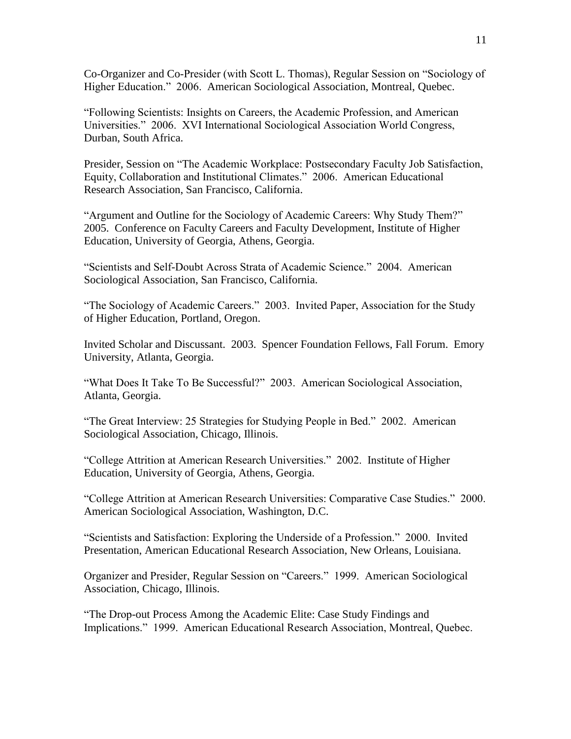Co-Organizer and Co-Presider (with Scott L. Thomas), Regular Session on "Sociology of Higher Education." 2006. American Sociological Association, Montreal, Quebec.

"Following Scientists: Insights on Careers, the Academic Profession, and American Universities." 2006. XVI International Sociological Association World Congress, Durban, South Africa.

Presider, Session on "The Academic Workplace: Postsecondary Faculty Job Satisfaction, Equity, Collaboration and Institutional Climates." 2006. American Educational Research Association, San Francisco, California.

"Argument and Outline for the Sociology of Academic Careers: Why Study Them?" 2005. Conference on Faculty Careers and Faculty Development, Institute of Higher Education, University of Georgia, Athens, Georgia.

"Scientists and Self-Doubt Across Strata of Academic Science." 2004. American Sociological Association, San Francisco, California.

"The Sociology of Academic Careers." 2003. Invited Paper, Association for the Study of Higher Education, Portland, Oregon.

Invited Scholar and Discussant. 2003. Spencer Foundation Fellows, Fall Forum. Emory University, Atlanta, Georgia.

"What Does It Take To Be Successful?" 2003. American Sociological Association, Atlanta, Georgia.

"The Great Interview: 25 Strategies for Studying People in Bed." 2002. American Sociological Association, Chicago, Illinois.

"College Attrition at American Research Universities." 2002. Institute of Higher Education, University of Georgia, Athens, Georgia.

"College Attrition at American Research Universities: Comparative Case Studies." 2000. American Sociological Association, Washington, D.C.

"Scientists and Satisfaction: Exploring the Underside of a Profession." 2000. Invited Presentation, American Educational Research Association, New Orleans, Louisiana.

Organizer and Presider, Regular Session on "Careers." 1999. American Sociological Association, Chicago, Illinois.

"The Drop-out Process Among the Academic Elite: Case Study Findings and Implications." 1999. American Educational Research Association, Montreal, Quebec.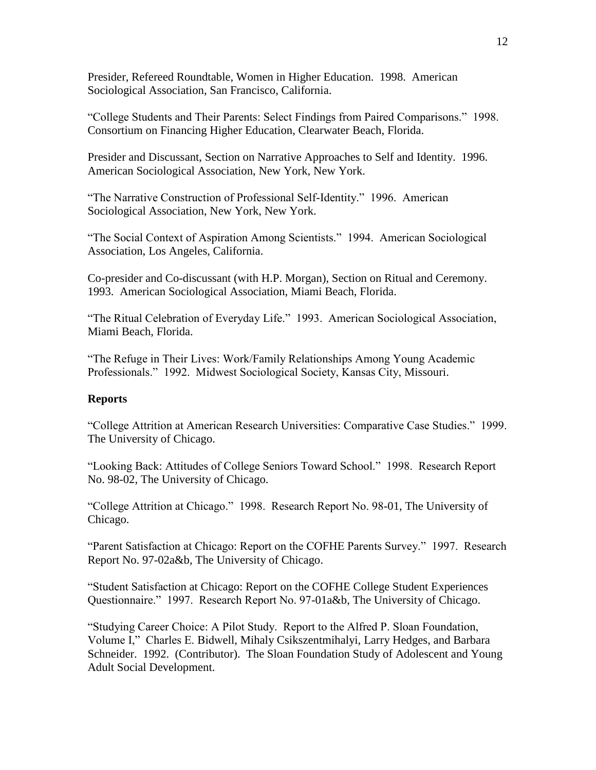Presider, Refereed Roundtable, Women in Higher Education. 1998. American Sociological Association, San Francisco, California.

"College Students and Their Parents: Select Findings from Paired Comparisons." 1998. Consortium on Financing Higher Education, Clearwater Beach, Florida.

Presider and Discussant, Section on Narrative Approaches to Self and Identity. 1996. American Sociological Association, New York, New York.

"The Narrative Construction of Professional Self-Identity." 1996. American Sociological Association, New York, New York.

"The Social Context of Aspiration Among Scientists." 1994. American Sociological Association, Los Angeles, California.

Co-presider and Co-discussant (with H.P. Morgan), Section on Ritual and Ceremony. 1993. American Sociological Association, Miami Beach, Florida.

"The Ritual Celebration of Everyday Life." 1993. American Sociological Association, Miami Beach, Florida.

"The Refuge in Their Lives: Work/Family Relationships Among Young Academic Professionals." 1992. Midwest Sociological Society, Kansas City, Missouri.

**Reports**

"College Attrition at American Research Universities: Comparative Case Studies." 1999. The University of Chicago.

"Looking Back: Attitudes of College Seniors Toward School." 1998. Research Report No. 98-02, The University of Chicago.

"College Attrition at Chicago." 1998. Research Report No. 98-01, The University of Chicago.

"Parent Satisfaction at Chicago: Report on the COFHE Parents Survey." 1997. Research Report No. 97-02a&b, The University of Chicago.

"Student Satisfaction at Chicago: Report on the COFHE College Student Experiences Questionnaire." 1997. Research Report No. 97-01a&b, The University of Chicago.

"Studying Career Choice: A Pilot Study. Report to the Alfred P. Sloan Foundation, Volume I," Charles E. Bidwell, Mihaly Csikszentmihalyi, Larry Hedges, and Barbara Schneider. 1992. (Contributor). The Sloan Foundation Study of Adolescent and Young Adult Social Development.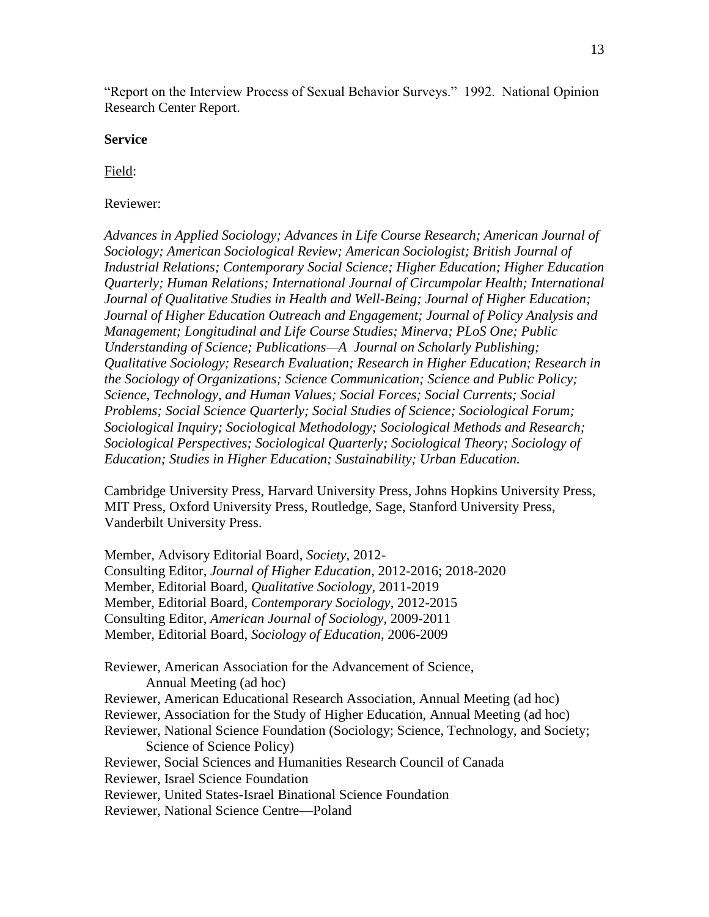"Report on the Interview Process of Sexual Behavior Surveys." 1992. National Opinion Research Center Report.

**Service**

<u>Field</u>:

Reviewer:

*Advances in Applied Sociology; Advances in Life Course Research; American Journal of Sociology; American Sociological Review; American Sociologist; British Journal of Industrial Relations; Contemporary Social Science; Higher Education; Higher Education Quarterly; Human Relations; International Journal of Circumpolar Health; International Journal of Qualitative Studies in Health and Well-Being; Journal of Higher Education; Journal of Higher Education Outreach and Engagement; Journal of Policy Analysis and Management; Longitudinal and Life Course Studies; Minerva; PLoS One; Public Understanding of Science; Publications—A Journal on Scholarly Publishing; Qualitative Sociology; Research Evaluation; Research in Higher Education; Research in the Sociology of Organizations; Science Communication; Science and Public Policy; Science, Technology, and Human Values; Social Forces; Social Currents; Social Problems; Social Science Quarterly; Social Studies of Science; Sociological Forum; Sociological Inquiry; Sociological Methodology; Sociological Methods and Research; Sociological Perspectives; Sociological Quarterly; Sociological Theory; Sociology of Education; Studies in Higher Education; Sustainability; Urban Education.*

Cambridge University Press, Harvard University Press, Johns Hopkins University Press, MIT Press, Oxford University Press, Routledge, Sage, Stanford University Press, Vanderbilt University Press.

Member, Advisory Editorial Board, *Society*, 2012-
Consulting Editor, *Journal of Higher Education*, 2012-2016; 2018-2020
Member, Editorial Board, *Qualitative Sociology*, 2011-2019
Member, Editorial Board, *Contemporary Sociology*, 2012-2015
Consulting Editor, *American Journal of Sociology*, 2009-2011
Member, Editorial Board, *Sociology of Education*, 2006-2009

Reviewer, American Association for the Advancement of Science, Annual Meeting (ad hoc)
Reviewer, American Educational Research Association, Annual Meeting (ad hoc)
Reviewer, Association for the Study of Higher Education, Annual Meeting (ad hoc)
Reviewer, National Science Foundation (Sociology; Science, Technology, and Society; Science of Science Policy)
Reviewer, Social Sciences and Humanities Research Council of Canada
Reviewer, Israel Science Foundation
Reviewer, United States-Israel Binational Science Foundation
Reviewer, National Science Centre—Poland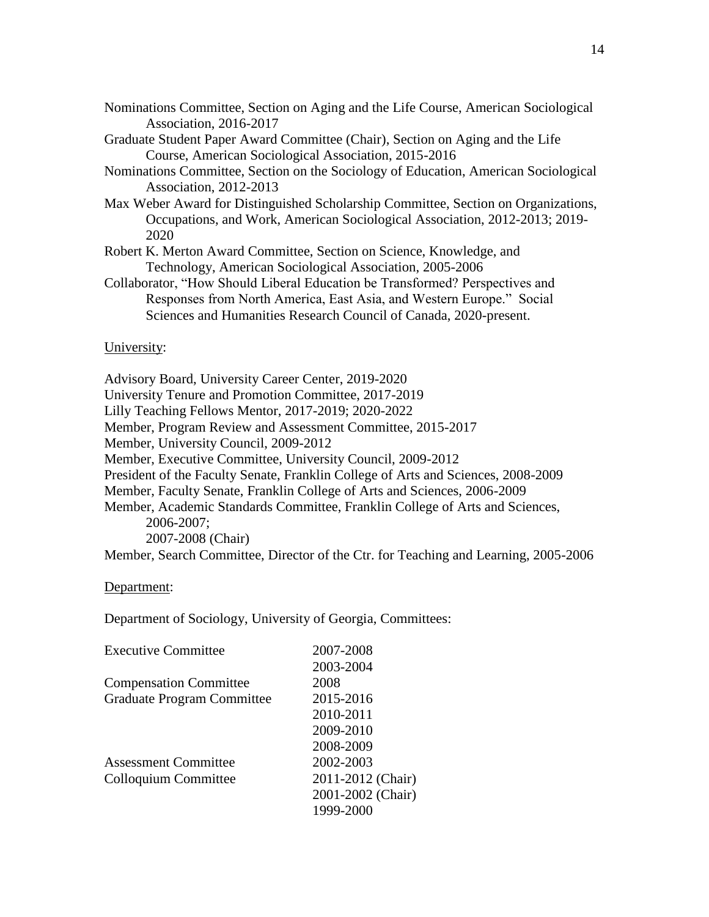Nominations Committee, Section on Aging and the Life Course, American Sociological Association, 2016-2017

Graduate Student Paper Award Committee (Chair), Section on Aging and the Life Course, American Sociological Association, 2015-2016

Nominations Committee, Section on the Sociology of Education, American Sociological Association, 2012-2013

Max Weber Award for Distinguished Scholarship Committee, Section on Organizations, Occupations, and Work, American Sociological Association, 2012-2013; 2019-2020

Robert K. Merton Award Committee, Section on Science, Knowledge, and Technology, American Sociological Association, 2005-2006

Collaborator, "How Should Liberal Education be Transformed? Perspectives and Responses from North America, East Asia, and Western Europe." Social Sciences and Humanities Research Council of Canada, 2020-present.

University:

Advisory Board, University Career Center, 2019-2020
University Tenure and Promotion Committee, 2017-2019
Lilly Teaching Fellows Mentor, 2017-2019; 2020-2022
Member, Program Review and Assessment Committee, 2015-2017
Member, University Council, 2009-2012
Member, Executive Committee, University Council, 2009-2012
President of the Faculty Senate, Franklin College of Arts and Sciences, 2008-2009
Member, Faculty Senate, Franklin College of Arts and Sciences, 2006-2009
Member, Academic Standards Committee, Franklin College of Arts and Sciences,
2006-2007;
2007-2008 (Chair)
Member, Search Committee, Director of the Ctr. for Teaching and Learning, 2005-2006

Department:

Department of Sociology, University of Georgia, Committees:

| | |
|---|---|
| Executive Committee | 2007-2008 |
| | 2003-2004 |
| Compensation Committee | 2008 |
| Graduate Program Committee | 2015-2016 |
| | 2010-2011 |
| | 2009-2010 |
| | 2008-2009 |
| Assessment Committee | 2002-2003 |
| Colloquium Committee | 2011-2012 (Chair) |
| | 2001-2002 (Chair) |
| | 1999-2000 |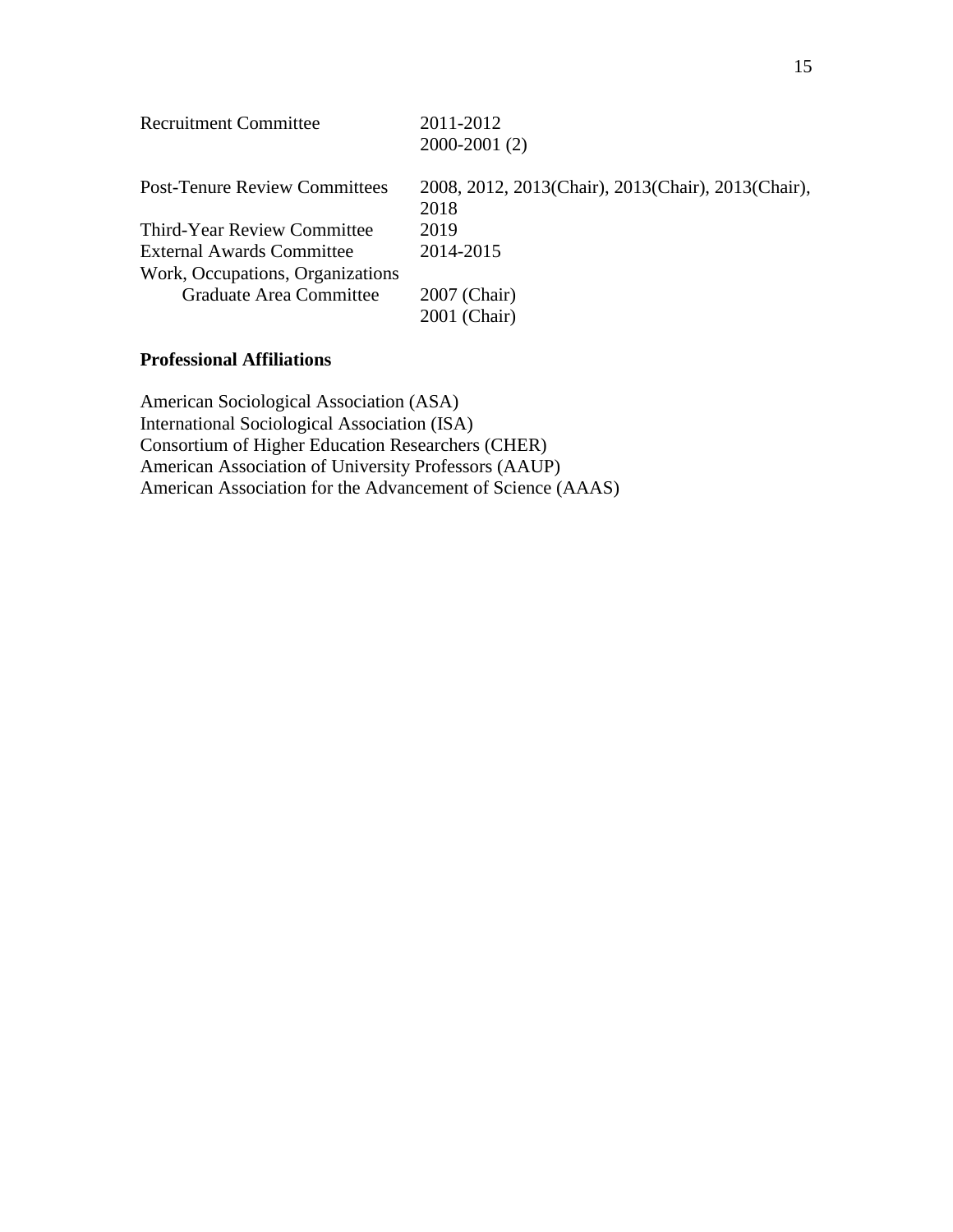| | |
|---|---|
| Recruitment Committee | 2011-2012 |
| | 2000-2001 (2) |
| Post-Tenure Review Committees | 2008, 2012, 2013(Chair), 2013(Chair), 2013(Chair), 2018 |
| Third-Year Review Committee | 2019 |
| External Awards Committee | 2014-2015 |
| Work, Occupations, Organizations Graduate Area Committee | 2007 (Chair) |
| | 2001 (Chair) |

**Professional Affiliations**

American Sociological Association (ASA)
International Sociological Association (ISA)
Consortium of Higher Education Researchers (CHER)
American Association of University Professors (AAUP)
American Association for the Advancement of Science (AAAS)